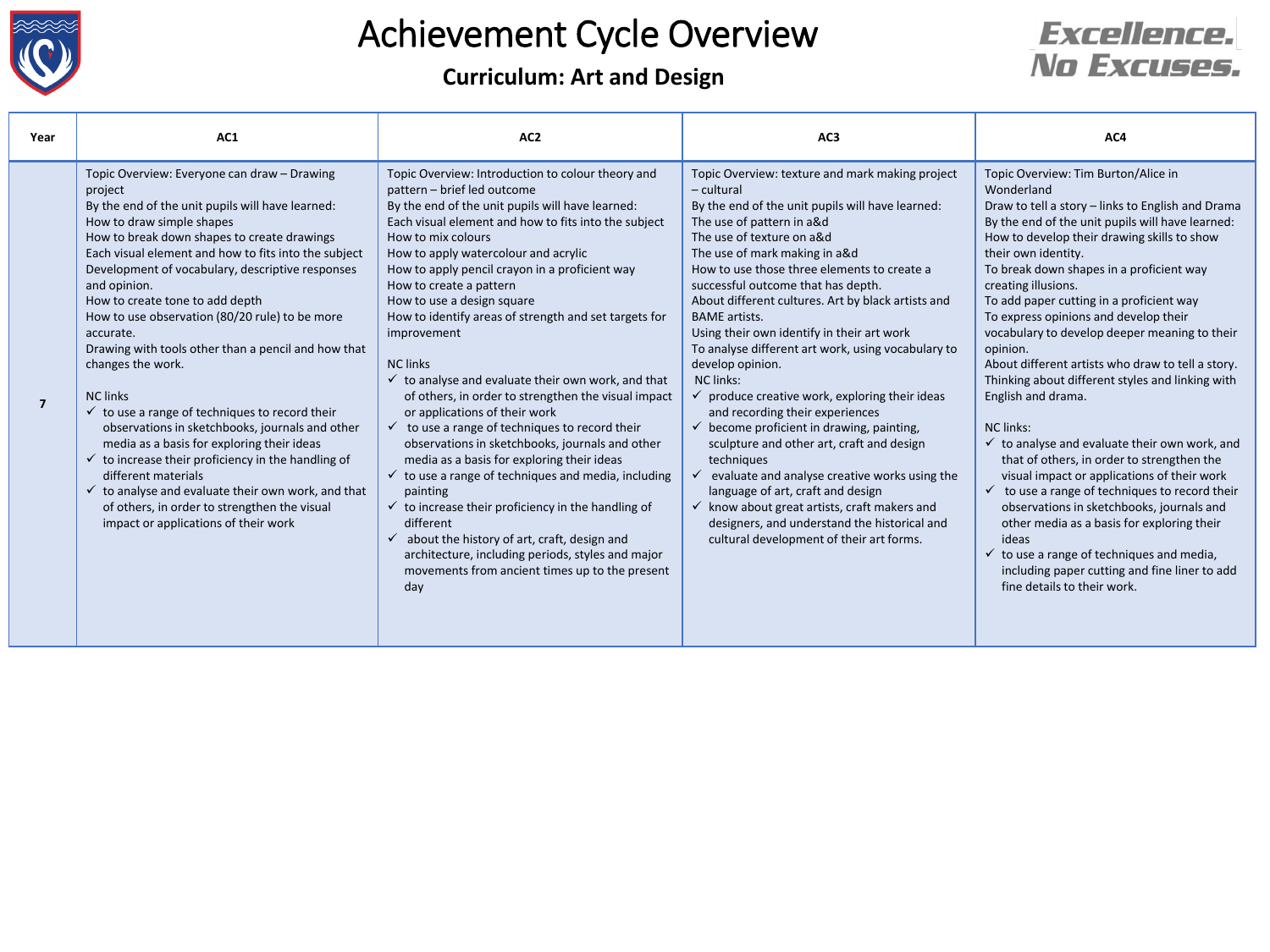# Achievement Cycle Overview

## Curriculum: Art and Design

Excellence. No Excuses.

| Year | AC1 | AC2 | AC3 | AC4 |
|---|---|---|---|---|
| 7 | Topic Overview: Everyone can draw – Drawing project<br>By the end of the unit pupils will have learned:<br>How to draw simple shapes<br>How to break down shapes to create drawings<br>Each visual element and how to fits into the subject<br>Development of vocabulary, descriptive responses and opinion.<br>How to create tone to add depth<br>How to use observation (80/20 rule) to be more accurate.<br>Drawing with tools other than a pencil and how that changes the work.<br><br>NC links<br>✓ to use a range of techniques to record their observations in sketchbooks, journals and other media as a basis for exploring their ideas<br>✓ to increase their proficiency in the handling of different materials<br>✓ to analyse and evaluate their own work, and that of others, in order to strengthen the visual impact or applications of their work | Topic Overview: Introduction to colour theory and pattern – brief led outcome<br>By the end of the unit pupils will have learned:<br>Each visual element and how to fits into the subject<br>How to mix colours<br>How to apply watercolour and acrylic<br>How to apply pencil crayon in a proficient way<br>How to create a pattern<br>How to use a design square<br>How to identify areas of strength and set targets for improvement<br><br>NC links<br>✓ to analyse and evaluate their own work, and that of others, in order to strengthen the visual impact or applications of their work<br>✓ to use a range of techniques to record their observations in sketchbooks, journals and other media as a basis for exploring their ideas<br>✓ to use a range of techniques and media, including painting<br>✓ to increase their proficiency in the handling of different<br>✓ about the history of art, craft, design and architecture, including periods, styles and major movements from ancient times up to the present day | Topic Overview: texture and mark making project – cultural<br>By the end of the unit pupils will have learned:<br>The use of pattern in a&d<br>The use of texture on a&d<br>The use of mark making in a&d<br>How to use those three elements to create a successful outcome that has depth.<br>About different cultures. Art by black artists and BAME artists.<br>Using their own identify in their art work<br>To analyse different art work, using vocabulary to develop opinion.<br>NC links:<br>✓ produce creative work, exploring their ideas and recording their experiences<br>✓ become proficient in drawing, painting, sculpture and other art, craft and design techniques<br>✓ evaluate and analyse creative works using the language of art, craft and design<br>✓ know about great artists, craft makers and designers, and understand the historical and cultural development of their art forms. | Topic Overview: Tim Burton/Alice in Wonderland<br>Draw to tell a story – links to English and Drama<br>By the end of the unit pupils will have learned:<br>How to develop their drawing skills to show their own identity.<br>To break down shapes in a proficient way creating illusions.<br>To add paper cutting in a proficient way<br>To express opinions and develop their vocabulary to develop deeper meaning to their opinion.<br>About different artists who draw to tell a story.<br>Thinking about different styles and linking with English and drama.<br><br>NC links:<br>✓ to analyse and evaluate their own work, and that of others, in order to strengthen the visual impact or applications of their work<br>✓ to use a range of techniques to record their observations in sketchbooks, journals and other media as a basis for exploring their ideas<br>✓ to use a range of techniques and media, including paper cutting and fine liner to add fine details to their work. |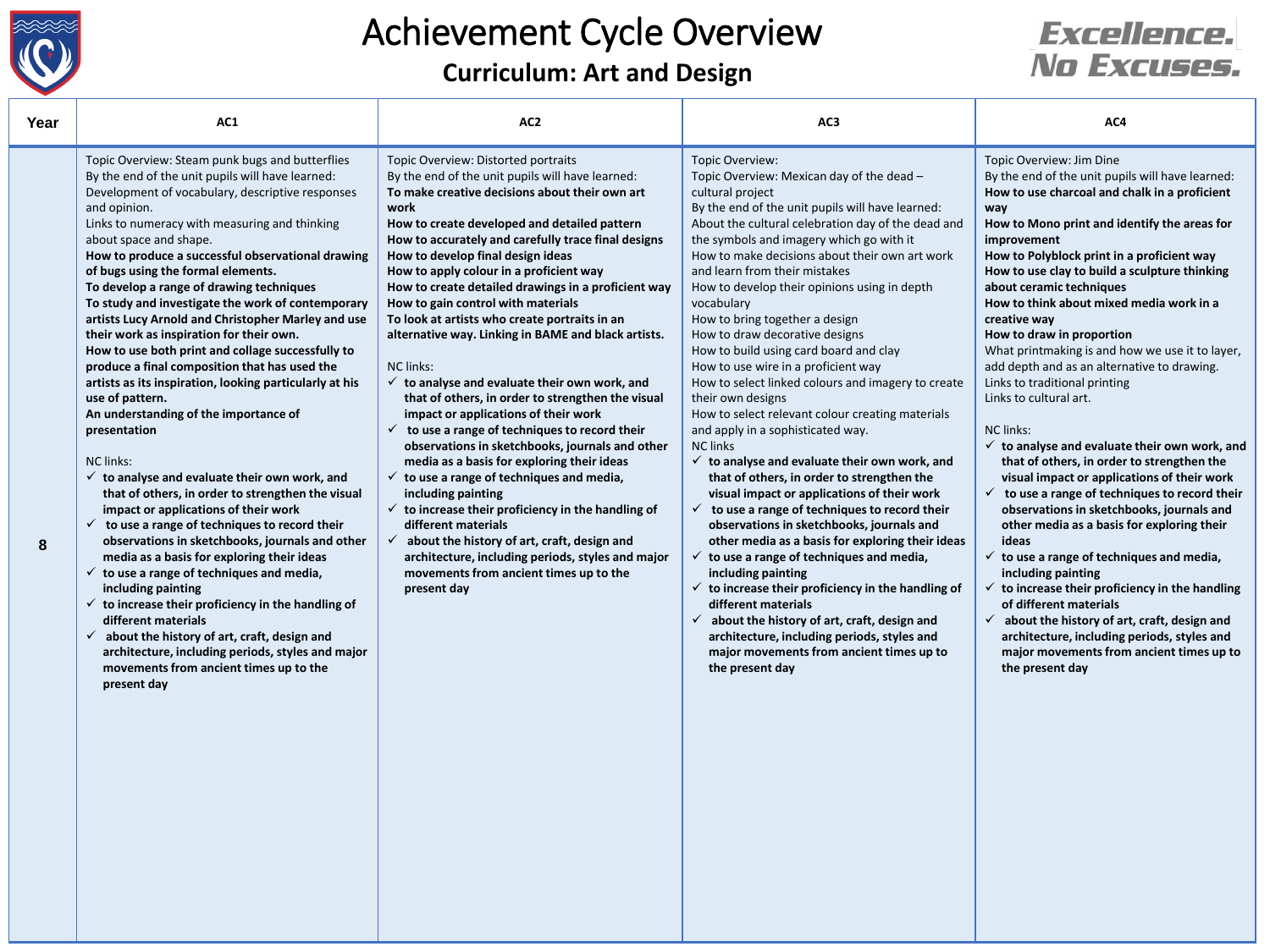# Achievement Cycle Overview

## Curriculum: Art and Design

Excellence. No Excuses.

| Year | AC1 | AC2 | AC3 | AC4 |
| --- | --- | --- | --- | --- |
| 8 | Topic Overview: Steam punk bugs and butterflies<br>By the end of the unit pupils will have learned:<br>Development of vocabulary, descriptive responses and opinion.<br>Links to numeracy with measuring and thinking about space and shape.<br>**How to produce a successful observational drawing of bugs using the formal elements.**<br>**To develop a range of drawing techniques**<br>**To study and investigate the work of contemporary artists Lucy Arnold and Christopher Marley and use their work as inspiration for their own.**<br>**How to use both print and collage successfully to produce a final composition that has used the artists as its inspiration, looking particularly at his use of pattern.**<br>**An understanding of the importance of presentation**<br><br>NC links:<br>✓ **to analyse and evaluate their own work, and that of others, in order to strengthen the visual impact or applications of their work**<br>✓ **to use a range of techniques to record their observations in sketchbooks, journals and other media as a basis for exploring their ideas**<br>✓ **to use a range of techniques and media, including painting**<br>✓ **to increase their proficiency in the handling of different materials**<br>✓ **about the history of art, craft, design and architecture, including periods, styles and major movements from ancient times up to the present day** | Topic Overview: Distorted portraits<br>By the end of the unit pupils will have learned:<br>**To make creative decisions about their own art work**<br>**How to create developed and detailed pattern**<br>**How to accurately and carefully trace final designs**<br>**How to develop final design ideas**<br>**How to apply colour in a proficient way**<br>**How to create detailed drawings in a proficient way**<br>**How to gain control with materials**<br>**To look at artists who create portraits in an alternative way. Linking in BAME and black artists.**<br><br>NC links:<br>✓ **to analyse and evaluate their own work, and that of others, in order to strengthen the visual impact or applications of their work**<br>✓ **to use a range of techniques to record their observations in sketchbooks, journals and other media as a basis for exploring their ideas**<br>✓ **to use a range of techniques and media, including painting**<br>✓ **to increase their proficiency in the handling of different materials**<br>✓ **about the history of art, craft, design and architecture, including periods, styles and major movements from ancient times up to the present day** | Topic Overview:<br>Topic Overview: Mexican day of the dead – cultural project<br>By the end of the unit pupils will have learned:<br>About the cultural celebration day of the dead and the symbols and imagery which go with it<br>How to make decisions about their own art work and learn from their mistakes<br>How to develop their opinions using in depth vocabulary<br>How to bring together a design<br>How to draw decorative designs<br>How to build using card board and clay<br>How to use wire in a proficient way<br>How to select linked colours and imagery to create their own designs<br>How to select relevant colour creating materials and apply in a sophisticated way.<br>NC links<br>✓ **to analyse and evaluate their own work, and that of others, in order to strengthen the visual impact or applications of their work**<br>✓ **to use a range of techniques to record their observations in sketchbooks, journals and other media as a basis for exploring their ideas**<br>✓ **to use a range of techniques and media, including painting**<br>✓ **to increase their proficiency in the handling of different materials**<br>✓ **about the history of art, craft, design and architecture, including periods, styles and major movements from ancient times up to the present day** | Topic Overview: Jim Dine<br>By the end of the unit pupils will have learned:<br>**How to use charcoal and chalk in a proficient way**<br>**How to Mono print and identify the areas for improvement**<br>**How to Polyblock print in a proficient way**<br>**How to use clay to build a sculpture thinking about ceramic techniques**<br>**How to think about mixed media work in a creative way**<br>**How to draw in proportion**<br>What printmaking is and how we use it to layer, add depth and as an alternative to drawing.<br>Links to traditional printing<br>Links to cultural art.<br><br>NC links:<br>✓ **to analyse and evaluate their own work, and that of others, in order to strengthen the visual impact or applications of their work**<br>✓ **to use a range of techniques to record their observations in sketchbooks, journals and other media as a basis for exploring their ideas**<br>✓ **to use a range of techniques and media, including painting**<br>✓ **to increase their proficiency in the handling of different materials**<br>✓ **about the history of art, craft, design and architecture, including periods, styles and major movements from ancient times up to the present day** |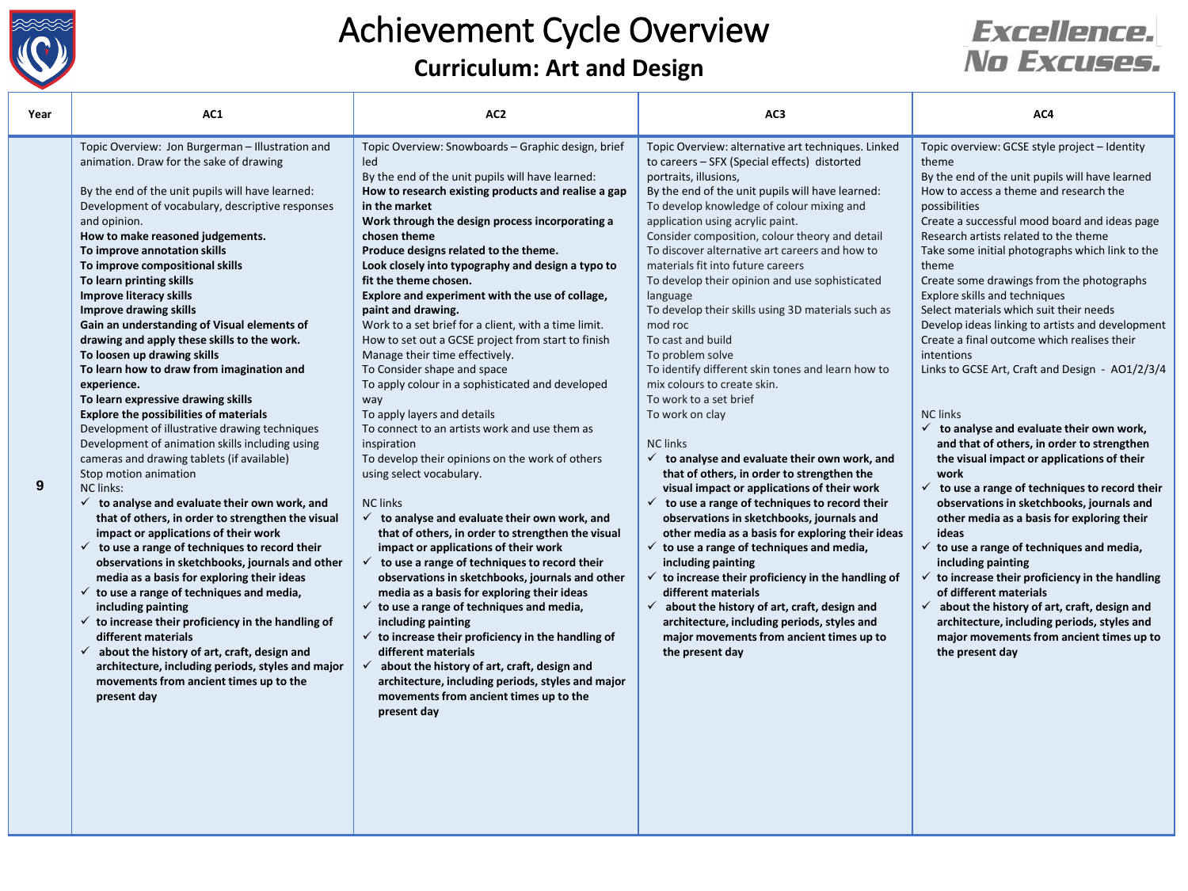# Achievement Cycle Overview

## Curriculum: Art and Design

Excellence. No Excuses.

| Year | AC1 | AC2 | AC3 | AC4 |
|---|---|---|---|---|
| 9 | Topic Overview: Jon Burgerman – Illustration and animation. Draw for the sake of drawing<br><br>By the end of the unit pupils will have learned:<br>Development of vocabulary, descriptive responses and opinion.<br>**How to make reasoned judgements.**<br>**To improve annotation skills**<br>**To improve compositional skills**<br>**To learn printing skills**<br>**Improve literacy skills**<br>**Improve drawing skills**<br>**Gain an understanding of Visual elements of drawing and apply these skills to the work.**<br>**To loosen up drawing skills**<br>**To learn how to draw from imagination and experience.**<br>**To learn expressive drawing skills**<br>**Explore the possibilities of materials**<br>Development of illustrative drawing techniques<br>Development of animation skills including using cameras and drawing tablets (if available)<br>Stop motion animation<br>NC links:<br>✓ **to analyse and evaluate their own work, and that of others, in order to strengthen the visual impact or applications of their work**<br>✓ **to use a range of techniques to record their observations in sketchbooks, journals and other media as a basis for exploring their ideas**<br>✓ **to use a range of techniques and media, including painting**<br>✓ **to increase their proficiency in the handling of different materials**<br>✓ **about the history of art, craft, design and architecture, including periods, styles and major movements from ancient times up to the present day** | Topic Overview: Snowboards – Graphic design, brief led<br>By the end of the unit pupils will have learned:<br>**How to research existing products and realise a gap in the market**<br>**Work through the design process incorporating a chosen theme**<br>**Produce designs related to the theme.**<br>**Look closely into typography and design a typo to fit the theme chosen.**<br>**Explore and experiment with the use of collage, paint and drawing.**<br>Work to a set brief for a client, with a time limit.<br>How to set out a GCSE project from start to finish<br>Manage their time effectively.<br>To Consider shape and space<br>To apply colour in a sophisticated and developed way<br>To apply layers and details<br>To connect to an artists work and use them as inspiration<br>To develop their opinions on the work of others using select vocabulary.<br><br>NC links<br>✓ **to analyse and evaluate their own work, and that of others, in order to strengthen the visual impact or applications of their work**<br>✓ **to use a range of techniques to record their observations in sketchbooks, journals and other media as a basis for exploring their ideas**<br>✓ **to use a range of techniques and media, including painting**<br>✓ **to increase their proficiency in the handling of different materials**<br>✓ **about the history of art, craft, design and architecture, including periods, styles and major movements from ancient times up to the present day** | Topic Overview: alternative art techniques. Linked to careers – SFX (Special effects) distorted portraits, illusions,<br>By the end of the unit pupils will have learned:<br>To develop knowledge of colour mixing and application using acrylic paint.<br>Consider composition, colour theory and detail<br>To discover alternative art careers and how to materials fit into future careers<br>To develop their opinion and use sophisticated language<br>To develop their skills using 3D materials such as mod roc<br>To cast and build<br>To problem solve<br>To identify different skin tones and learn how to mix colours to create skin.<br>To work to a set brief<br>To work on clay<br><br>NC links<br>✓ **to analyse and evaluate their own work, and that of others, in order to strengthen the visual impact or applications of their work**<br>✓ **to use a range of techniques to record their observations in sketchbooks, journals and other media as a basis for exploring their ideas**<br>✓ **to use a range of techniques and media, including painting**<br>✓ **to increase their proficiency in the handling of different materials**<br>✓ **about the history of art, craft, design and architecture, including periods, styles and major movements from ancient times up to the present day** | Topic overview: GCSE style project – Identity theme<br>By the end of the unit pupils will have learned<br>How to access a theme and research the possibilities<br>Create a successful mood board and ideas page<br>Research artists related to the theme<br>Take some initial photographs which link to the theme<br>Create some drawings from the photographs<br>Explore skills and techniques<br>Select materials which suit their needs<br>Develop ideas linking to artists and development<br>Create a final outcome which realises their intentions<br>Links to GCSE Art, Craft and Design - AO1/2/3/4<br><br>NC links<br>✓ **to analyse and evaluate their own work, and that of others, in order to strengthen the visual impact or applications of their work**<br>✓ **to use a range of techniques to record their observations in sketchbooks, journals and other media as a basis for exploring their ideas**<br>✓ **to use a range of techniques and media, including painting**<br>✓ **to increase their proficiency in the handling of different materials**<br>✓ **about the history of art, craft, design and architecture, including periods, styles and major movements from ancient times up to the present day** |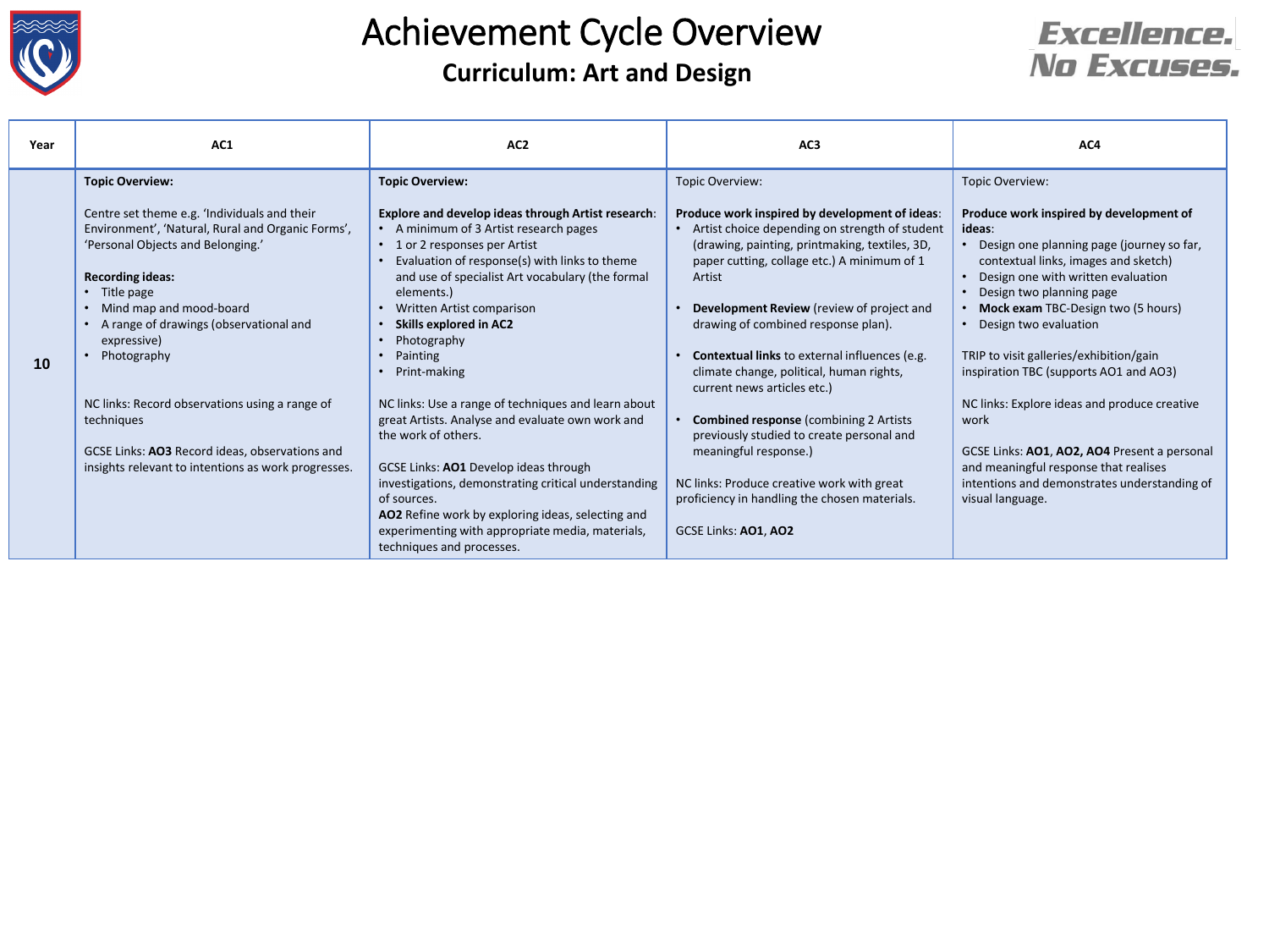# Achievement Cycle Overview

## Curriculum: Art and Design

Excellence. No Excuses.

| Year | AC1 | AC2 | AC3 | AC4 |
|---|---|---|---|---|
| **10** | **Topic Overview:**<br><br>Centre set theme e.g. 'Individuals and their Environment', 'Natural, Rural and Organic Forms', 'Personal Objects and Belonging.'<br><br>**Recording ideas:**<br>• Title page<br>• Mind map and mood-board<br>• A range of drawings (observational and expressive)<br>• Photography<br><br>NC links: Record observations using a range of techniques<br><br>GCSE Links: **AO3** Record ideas, observations and insights relevant to intentions as work progresses. | **Topic Overview:**<br><br>**Explore and develop ideas through Artist research**:<br>• A minimum of 3 Artist research pages<br>• 1 or 2 responses per Artist<br>• Evaluation of response(s) with links to theme and use of specialist Art vocabulary (the formal elements.)<br>• Written Artist comparison<br>• **Skills explored in AC2**<br>• Photography<br>• Painting<br>• Print-making<br><br>NC links: Use a range of techniques and learn about great Artists. Analyse and evaluate own work and the work of others.<br><br>GCSE Links: **AO1** Develop ideas through investigations, demonstrating critical understanding of sources.<br>**AO2** Refine work by exploring ideas, selecting and experimenting with appropriate media, materials, techniques and processes. | Topic Overview:<br><br>**Produce work inspired by development of ideas**:<br>• Artist choice depending on strength of student (drawing, painting, printmaking, textiles, 3D, paper cutting, collage etc.) A minimum of 1 Artist<br><br>• **Development Review** (review of project and drawing of combined response plan).<br><br>• **Contextual links** to external influences (e.g. climate change, political, human rights, current news articles etc.)<br><br>• **Combined response** (combining 2 Artists previously studied to create personal and meaningful response.)<br><br>NC links: Produce creative work with great proficiency in handling the chosen materials.<br><br>GCSE Links: **AO1**, **AO2** | Topic Overview:<br><br>**Produce work inspired by development of ideas**:<br>• Design one planning page (journey so far, contextual links, images and sketch)<br>• Design one with written evaluation<br>• Design two planning page<br>• **Mock exam** TBC-Design two (5 hours)<br>• Design two evaluation<br><br>TRIP to visit galleries/exhibition/gain inspiration TBC (supports AO1 and AO3)<br><br>NC links: Explore ideas and produce creative work<br><br>GCSE Links: **AO1**, **AO2, AO4** Present a personal and meaningful response that realises intentions and demonstrates understanding of visual language. |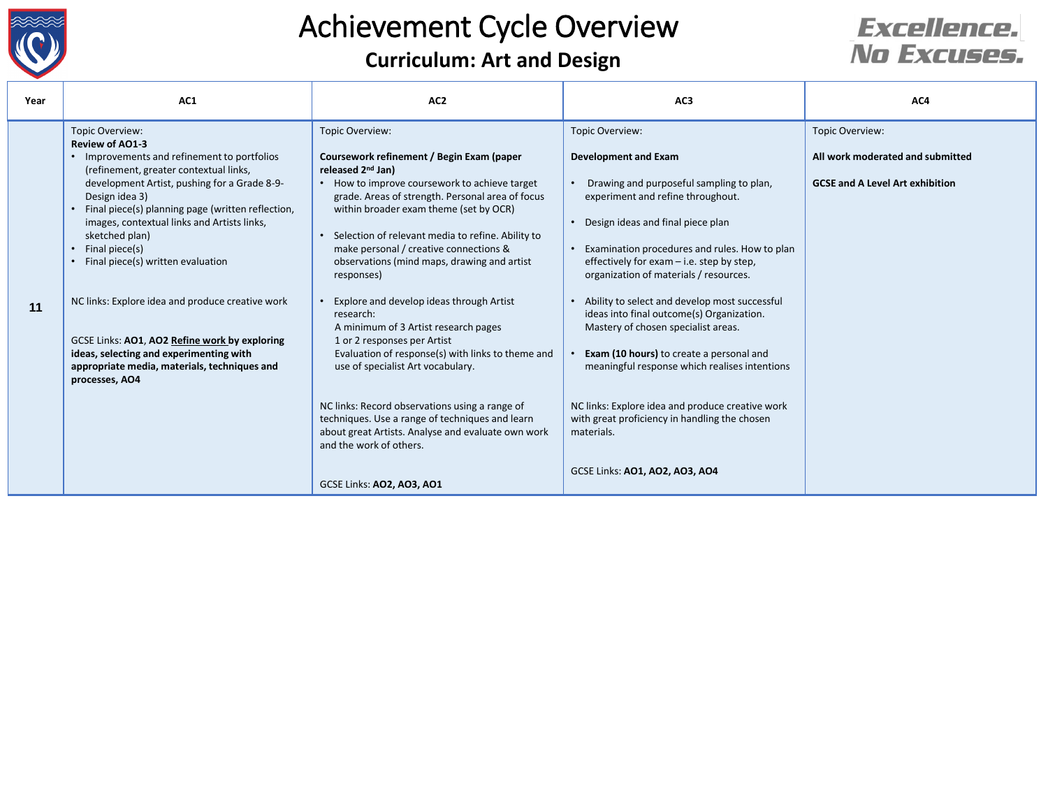# Achievement Cycle Overview

## Curriculum: Art and Design

Excellence. No Excuses.

| Year | AC1 | AC2 | AC3 | AC4 |
|---|---|---|---|---|
| 11 | Topic Overview:<br>**Review of AO1-3**<br>• Improvements and refinement to portfolios (refinement, greater contextual links, development Artist, pushing for a Grade 8-9- Design idea 3)<br>• Final piece(s) planning page (written reflection, images, contextual links and Artists links, sketched plan)<br>• Final piece(s)<br>• Final piece(s) written evaluation<br><br>NC links: Explore idea and produce creative work<br><br>GCSE Links: **AO1**, **AO2 Refine work by exploring ideas, selecting and experimenting with appropriate media, materials, techniques and processes, AO4** | Topic Overview:<br><br>**Coursework refinement / Begin Exam (paper released 2nd Jan)**<br>• How to improve coursework to achieve target grade. Areas of strength. Personal area of focus within broader exam theme (set by OCR)<br>• Selection of relevant media to refine. Ability to make personal / creative connections & observations (mind maps, drawing and artist responses)<br>• Explore and develop ideas through Artist research:<br>A minimum of 3 Artist research pages<br>1 or 2 responses per Artist<br>Evaluation of response(s) with links to theme and use of specialist Art vocabulary.<br><br>NC links: Record observations using a range of techniques. Use a range of techniques and learn about great Artists. Analyse and evaluate own work and the work of others.<br><br>GCSE Links: **AO2, AO3, AO1** | Topic Overview:<br><br>**Development and Exam**<br>• Drawing and purposeful sampling to plan, experiment and refine throughout.<br>• Design ideas and final piece plan<br>• Examination procedures and rules. How to plan effectively for exam – i.e. step by step, organization of materials / resources.<br>• Ability to select and develop most successful ideas into final outcome(s) Organization. Mastery of chosen specialist areas.<br>• **Exam (10 hours)** to create a personal and meaningful response which realises intentions<br><br>NC links: Explore idea and produce creative work with great proficiency in handling the chosen materials.<br><br>GCSE Links: **AO1, AO2, AO3, AO4** | Topic Overview:<br><br>**All work moderated and submitted**<br><br>**GCSE and A Level Art exhibition** |